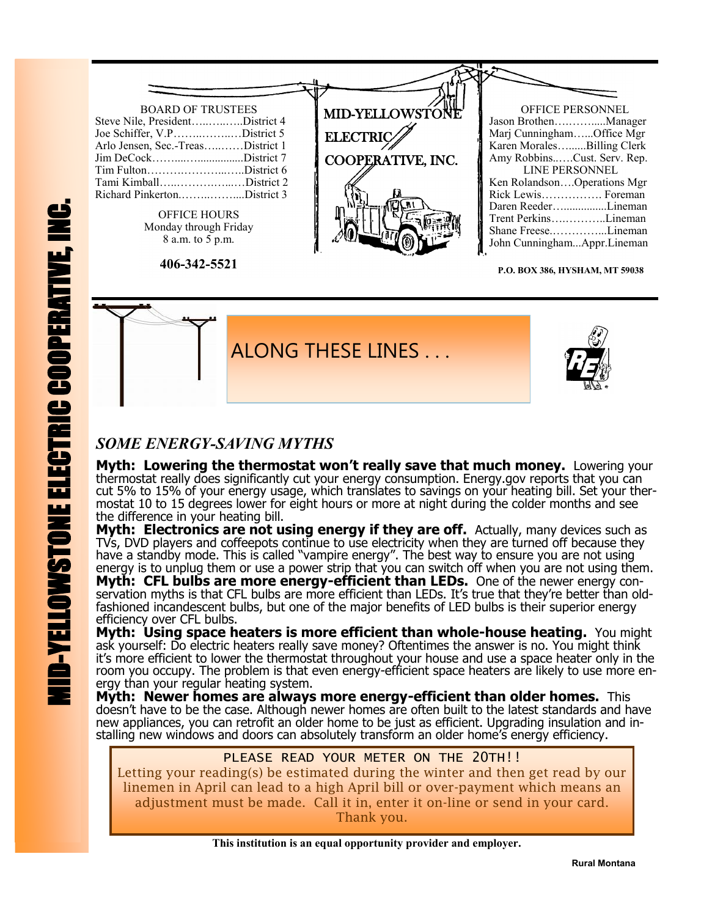# MID-YELLOWSTONE ELECTRIC COOPERATIVE, INC.

**BOARD OF TRUSTEES**

Steve Nile, President……………District 4
Joe Schiffer, V.P……………District 5
Arlo Jensen, Sec.-Treas……………District 1
Jim DeCock……………District 7
Tim Fulton……………District 6
Tami Kimball……………District 2
Richard Pinkerton……………District 3

OFFICE HOURS
Monday through Friday
8 a.m. to 5 p.m.

**406-342-5521**

**OFFICE PERSONNEL**

Jason Brothen……………Manager
Marj Cunningham……Office Mgr
Karen Morales……..Billing Clerk
Amy Robbins……Cust. Serv. Rep.

**LINE PERSONNEL**

Ken Rolandson….Operations Mgr
Rick Lewis……………. Foreman
Daren Reeder……………Lineman
Trent Perkins……………Lineman
Shane Freese……………Lineman
John Cunningham...Appr.Lineman

**P.O. BOX 386, HYSHAM, MT 59038**

## ALONG THESE LINES . . .

### *SOME ENERGY-SAVING MYTHS*

**Myth: Lowering the thermostat won't really save that much money.** Lowering your thermostat really does significantly cut your energy consumption. Energy.gov reports that you can cut 5% to 15% of your energy usage, which translates to savings on your heating bill. Set your thermostat 10 to 15 degrees lower for eight hours or more at night during the colder months and see the difference in your heating bill.

**Myth: Electronics are not using energy if they are off.** Actually, many devices such as TVs, DVD players and coffeepots continue to use electricity when they are turned off because they have a standby mode. This is called "vampire energy". The best way to ensure you are not using energy is to unplug them or use a power strip that you can switch off when you are not using them.

**Myth: CFL bulbs are more energy-efficient than LEDs.** One of the newer energy conservation myths is that CFL bulbs are more efficient than LEDs. It's true that they're better than old-fashioned incandescent bulbs, but one of the major benefits of LED bulbs is their superior energy efficiency over CFL bulbs.

**Myth: Using space heaters is more efficient than whole-house heating.** You might ask yourself: Do electric heaters really save money? Oftentimes the answer is no. You might think it's more efficient to lower the thermostat throughout your house and use a space heater only in the room you occupy. The problem is that even energy-efficient space heaters are likely to use more energy than your regular heating system.

**Myth: Newer homes are always more energy-efficient than older homes.** This doesn't have to be the case. Although newer homes are often built to the latest standards and have new appliances, you can retrofit an older home to be just as efficient. Upgrading insulation and installing new windows and doors can absolutely transform an older home's energy efficiency.

PLEASE READ YOUR METER ON THE 20TH!!

Letting your reading(s) be estimated during the winter and then get read by our linemen in April can lead to a high April bill or over-payment which means an adjustment must be made. Call it in, enter it on-line or send in your card. Thank you.

**This institution is an equal opportunity provider and employer.**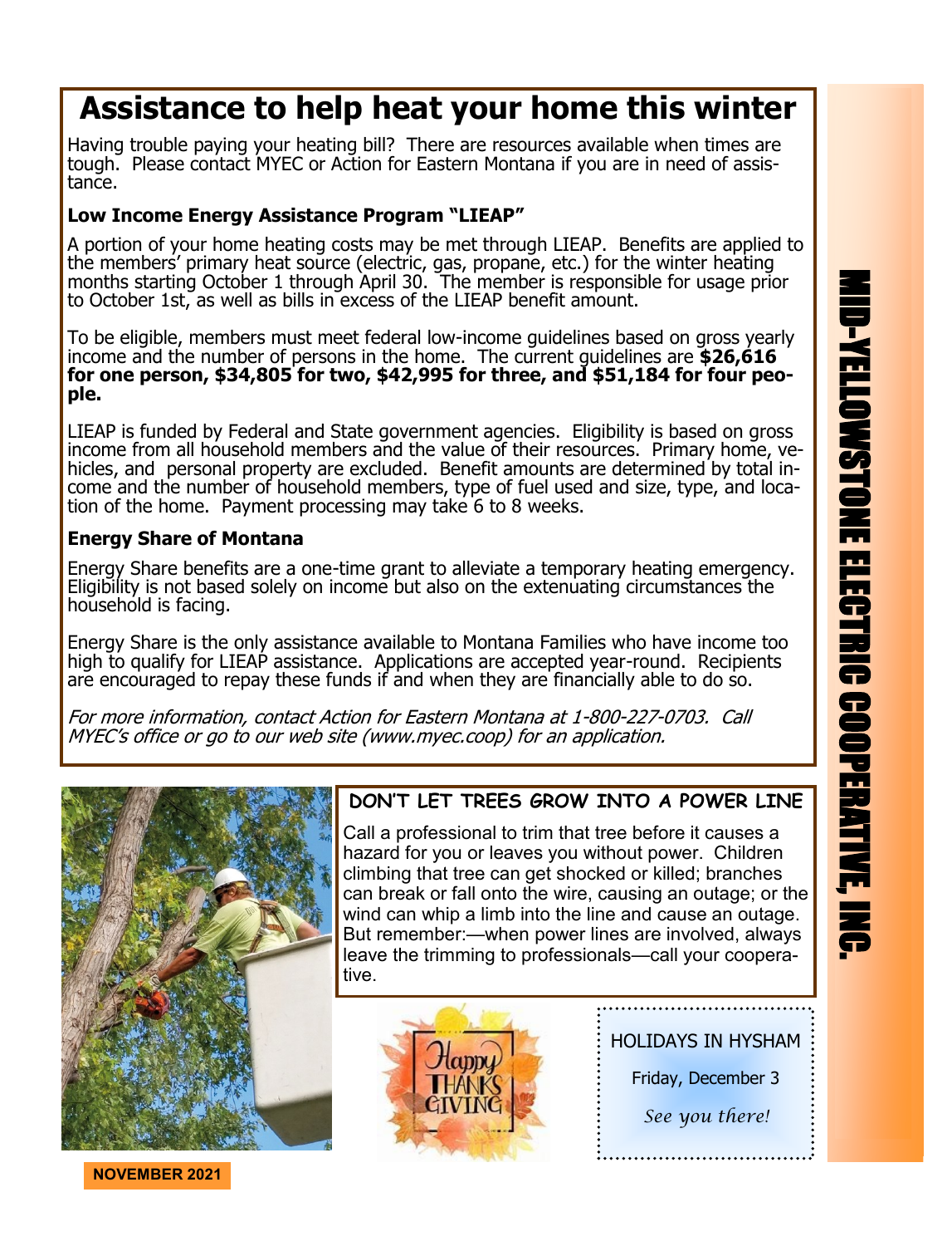# Assistance to help heat your home this winter

Having trouble paying your heating bill? There are resources available when times are tough. Please contact MYEC or Action for Eastern Montana if you are in need of assistance.

**Low Income Energy Assistance Program "LIEAP"**

A portion of your home heating costs may be met through LIEAP. Benefits are applied to the members' primary heat source (electric, gas, propane, etc.) for the winter heating months starting October 1 through April 30. The member is responsible for usage prior to October 1st, as well as bills in excess of the LIEAP benefit amount.

To be eligible, members must meet federal low-income guidelines based on gross yearly income and the number of persons in the home. The current guidelines are **$26,616 for one person, $34,805 for two, $42,995 for three, and $51,184 for four people.**

LIEAP is funded by Federal and State government agencies. Eligibility is based on gross income from all household members and the value of their resources. Primary home, vehicles, and personal property are excluded. Benefit amounts are determined by total income and the number of household members, type of fuel used and size, type, and location of the home. Payment processing may take 6 to 8 weeks.

**Energy Share of Montana**

Energy Share benefits are a one-time grant to alleviate a temporary heating emergency. Eligibility is not based solely on income but also on the extenuating circumstances the household is facing.

Energy Share is the only assistance available to Montana Families who have income too high to qualify for LIEAP assistance. Applications are accepted year-round. Recipients are encouraged to repay these funds if and when they are financially able to do so.

*For more information, contact Action for Eastern Montana at 1-800-227-0703. Call MYEC's office or go to our web site (www.myec.coop) for an application.*

## DON'T LET TREES GROW INTO A POWER LINE

Call a professional to trim that tree before it causes a hazard for you or leaves you without power. Children climbing that tree can get shocked or killed; branches can break or fall onto the wire, causing an outage; or the wind can whip a limb into the line and cause an outage. But remember:—when power lines are involved, always leave the trimming to professionals—call your cooperative.

Happy THANKSGIVING

HOLIDAYS IN HYSHAM

Friday, December 3

*See you there!*

MID-YELLOWSTONE ELECTRIC COOPERATIVE, INC.

NOVEMBER 2021